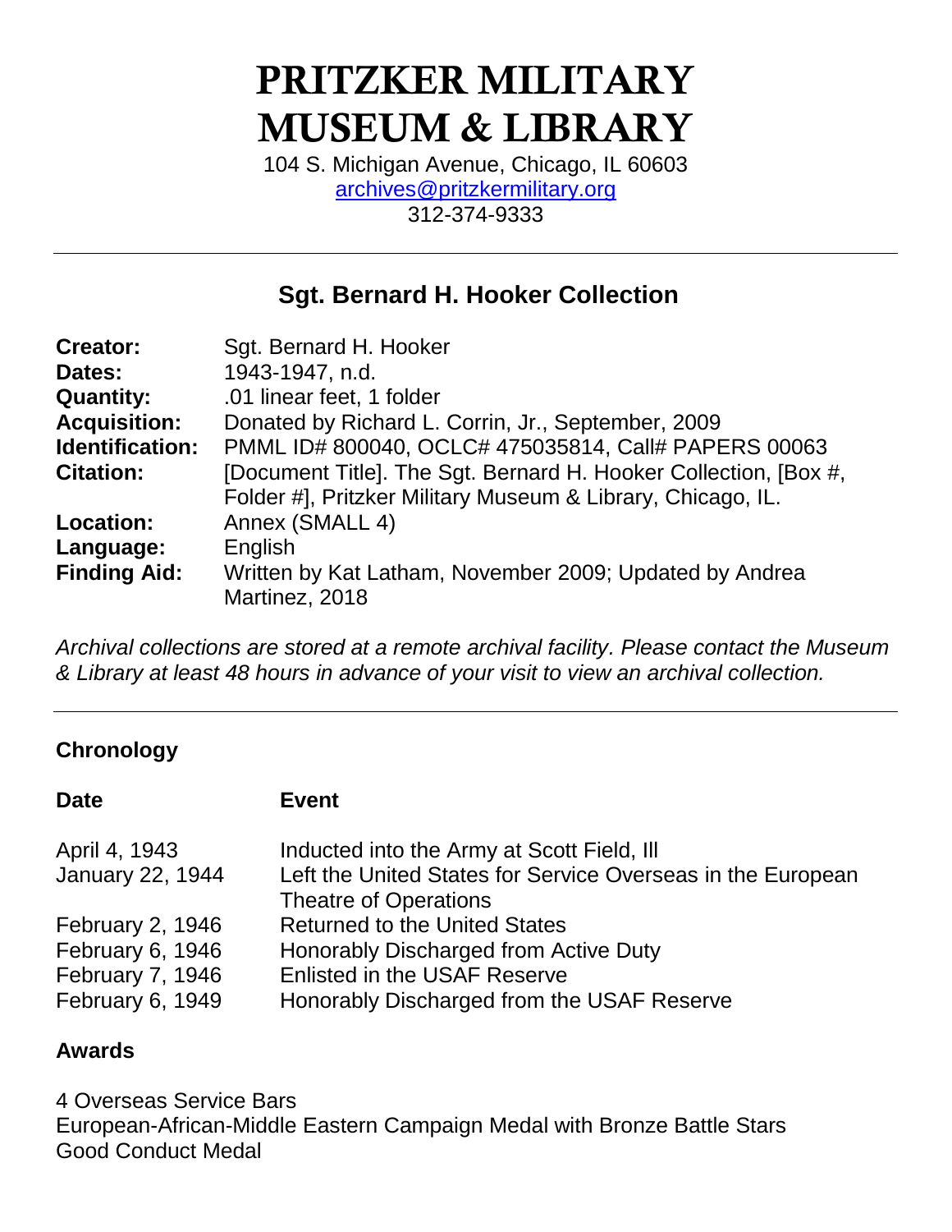# PRITZKER MILITARY MUSEUM & LIBRARY

104 S. Michigan Avenue, Chicago, IL 60603
archives@pritzkermilitary.org
312-374-9333

---

## Sgt. Bernard H. Hooker Collection

| | |
|---|---|
| **Creator:** | Sgt. Bernard H. Hooker |
| **Dates:** | 1943-1947, n.d. |
| **Quantity:** | .01 linear feet, 1 folder |
| **Acquisition:** | Donated by Richard L. Corrin, Jr., September, 2009 |
| **Identification:** | PMML ID# 800040, OCLC# 475035814, Call# PAPERS 00063 |
| **Citation:** | [Document Title]. The Sgt. Bernard H. Hooker Collection, [Box #, Folder #], Pritzker Military Museum & Library, Chicago, IL. |
| **Location:** | Annex (SMALL 4) |
| **Language:** | English |
| **Finding Aid:** | Written by Kat Latham, November 2009; Updated by Andrea Martinez, 2018 |

*Archival collections are stored at a remote archival facility. Please contact the Museum & Library at least 48 hours in advance of your visit to view an archival collection.*

---

### Chronology

| Date | Event |
|---|---|
| April 4, 1943 | Inducted into the Army at Scott Field, Ill |
| January 22, 1944 | Left the United States for Service Overseas in the European Theatre of Operations |
| February 2, 1946 | Returned to the United States |
| February 6, 1946 | Honorably Discharged from Active Duty |
| February 7, 1946 | Enlisted in the USAF Reserve |
| February 6, 1949 | Honorably Discharged from the USAF Reserve |

### Awards

4 Overseas Service Bars
European-African-Middle Eastern Campaign Medal with Bronze Battle Stars
Good Conduct Medal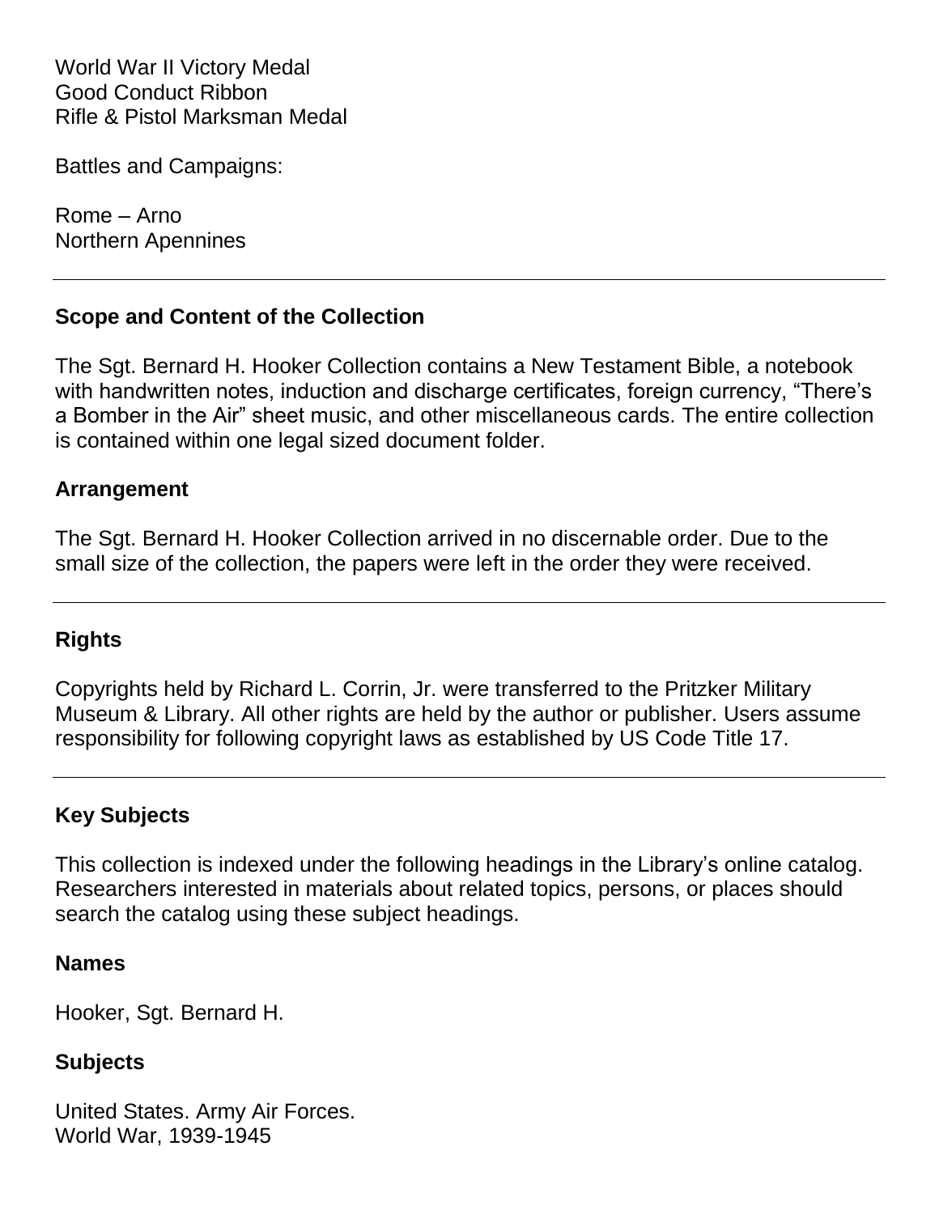World War II Victory Medal
Good Conduct Ribbon
Rifle & Pistol Marksman Medal

Battles and Campaigns:

Rome – Arno
Northern Apennines

---

## Scope and Content of the Collection

The Sgt. Bernard H. Hooker Collection contains a New Testament Bible, a notebook with handwritten notes, induction and discharge certificates, foreign currency, “There’s a Bomber in the Air” sheet music, and other miscellaneous cards. The entire collection is contained within one legal sized document folder.

## Arrangement

The Sgt. Bernard H. Hooker Collection arrived in no discernable order. Due to the small size of the collection, the papers were left in the order they were received.

---

## Rights

Copyrights held by Richard L. Corrin, Jr. were transferred to the Pritzker Military Museum & Library. All other rights are held by the author or publisher. Users assume responsibility for following copyright laws as established by US Code Title 17.

---

## Key Subjects

This collection is indexed under the following headings in the Library’s online catalog. Researchers interested in materials about related topics, persons, or places should search the catalog using these subject headings.

### Names

Hooker, Sgt. Bernard H.

### Subjects

United States. Army Air Forces.
World War, 1939-1945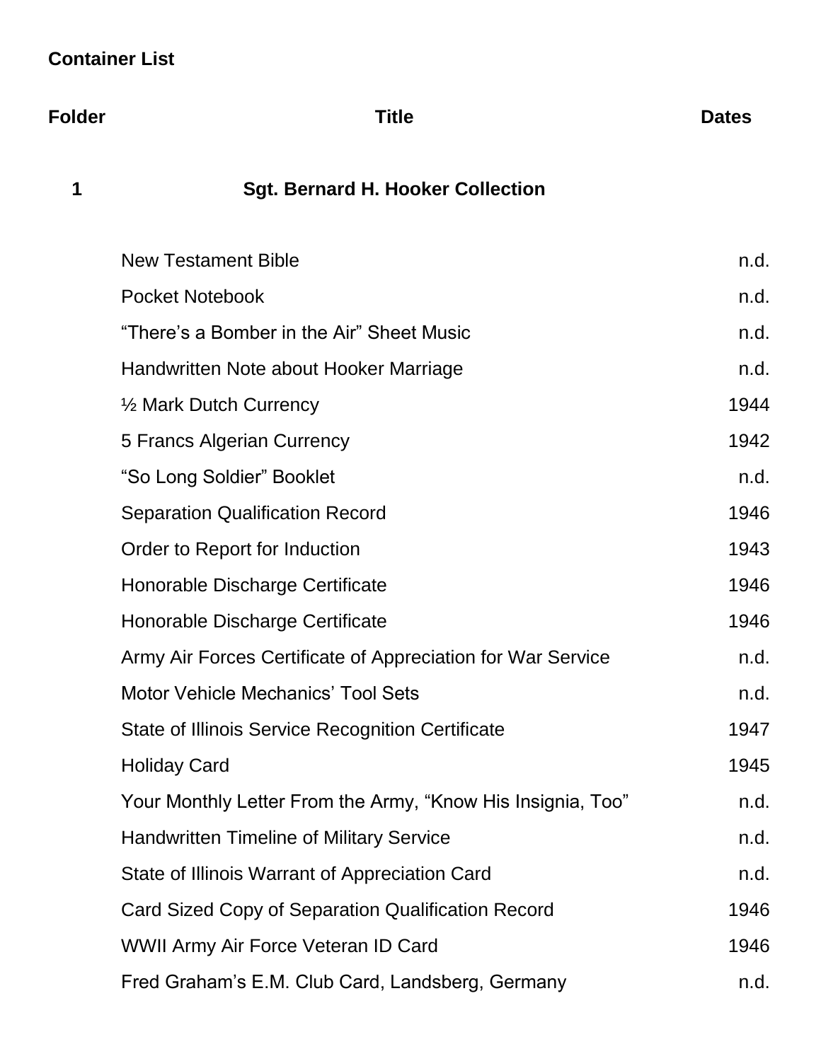## Container List

| Folder | Title | Dates |
|---|---|---|
| 1 | **Sgt. Bernard H. Hooker Collection** | |
| | New Testament Bible | n.d. |
| | Pocket Notebook | n.d. |
| | “There’s a Bomber in the Air” Sheet Music | n.d. |
| | Handwritten Note about Hooker Marriage | n.d. |
| | ½ Mark Dutch Currency | 1944 |
| | 5 Francs Algerian Currency | 1942 |
| | “So Long Soldier” Booklet | n.d. |
| | Separation Qualification Record | 1946 |
| | Order to Report for Induction | 1943 |
| | Honorable Discharge Certificate | 1946 |
| | Honorable Discharge Certificate | 1946 |
| | Army Air Forces Certificate of Appreciation for War Service | n.d. |
| | Motor Vehicle Mechanics’ Tool Sets | n.d. |
| | State of Illinois Service Recognition Certificate | 1947 |
| | Holiday Card | 1945 |
| | Your Monthly Letter From the Army, “Know His Insignia, Too” | n.d. |
| | Handwritten Timeline of Military Service | n.d. |
| | State of Illinois Warrant of Appreciation Card | n.d. |
| | Card Sized Copy of Separation Qualification Record | 1946 |
| | WWII Army Air Force Veteran ID Card | 1946 |
| | Fred Graham’s E.M. Club Card, Landsberg, Germany | n.d. |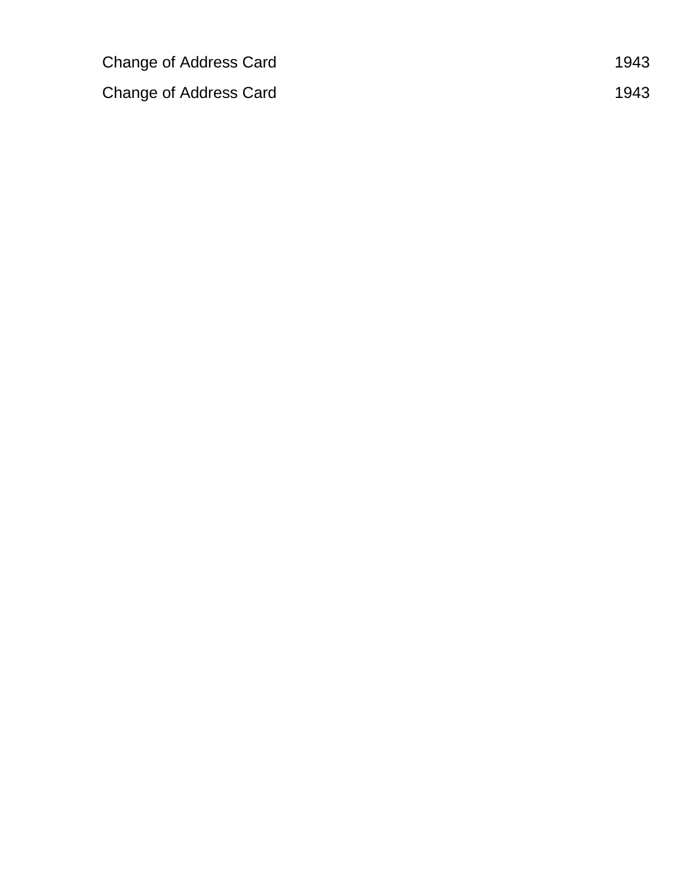| | |
|---|---|
| Change of Address Card | 1943 |
| Change of Address Card | 1943 |